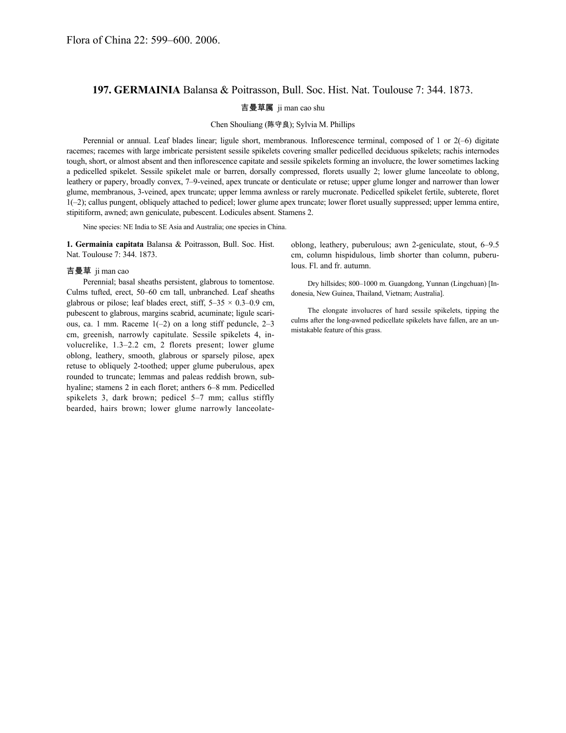Flora of China 22: 599–600. 2006.

## 197. GERMAINIA Balansa & Poitrasson, Bull. Soc. Hist. Nat. Toulouse 7: 344. 1873.

吉曼草属 ji man cao shu

Chen Shouliang (陈守良); Sylvia M. Phillips

Perennial or annual. Leaf blades linear; ligule short, membranous. Inflorescence terminal, composed of 1 or 2(–6) digitate racemes; racemes with large imbricate persistent sessile spikelets covering smaller pedicelled deciduous spikelets; rachis internodes tough, short, or almost absent and then inflorescence capitate and sessile spikelets forming an involucre, the lower sometimes lacking a pedicelled spikelet. Sessile spikelet male or barren, dorsally compressed, florets usually 2; lower glume lanceolate to oblong, leathery or papery, broadly convex, 7–9-veined, apex truncate or denticulate or retuse; upper glume longer and narrower than lower glume, membranous, 3-veined, apex truncate; upper lemma awnless or rarely mucronate. Pedicelled spikelet fertile, subterete, floret 1(–2); callus pungent, obliquely attached to pedicel; lower glume apex truncate; lower floret usually suppressed; upper lemma entire, stipitiform, awned; awn geniculate, pubescent. Lodicules absent. Stamens 2.

Nine species: NE India to SE Asia and Australia; one species in China.

**1. Germainia capitata** Balansa & Poitrasson, Bull. Soc. Hist. Nat. Toulouse 7: 344. 1873.

吉曼草 ji man cao

Perennial; basal sheaths persistent, glabrous to tomentose. Culms tufted, erect, 50–60 cm tall, unbranched. Leaf sheaths glabrous or pilose; leaf blades erect, stiff, 5–35 × 0.3–0.9 cm, pubescent to glabrous, margins scabrid, acuminate; ligule scarious, ca. 1 mm. Raceme 1(–2) on a long stiff peduncle, 2–3 cm, greenish, narrowly capitulate. Sessile spikelets 4, involucrelike, 1.3–2.2 cm, 2 florets present; lower glume oblong, leathery, smooth, glabrous or sparsely pilose, apex retuse to obliquely 2-toothed; upper glume puberulous, apex rounded to truncate; lemmas and paleas reddish brown, subhyaline; stamens 2 in each floret; anthers 6–8 mm. Pedicelled spikelets 3, dark brown; pedicel 5–7 mm; callus stiffly bearded, hairs brown; lower glume narrowly lanceolate-oblong, leathery, puberulous; awn 2-geniculate, stout, 6–9.5 cm, column hispidulous, limb shorter than column, puberulous. Fl. and fr. autumn.

Dry hillsides; 800–1000 m. Guangdong, Yunnan (Lingchuan) [Indonesia, New Guinea, Thailand, Vietnam; Australia].

The elongate involucres of hard sessile spikelets, tipping the culms after the long-awned pedicellate spikelets have fallen, are an unmistakable feature of this grass.